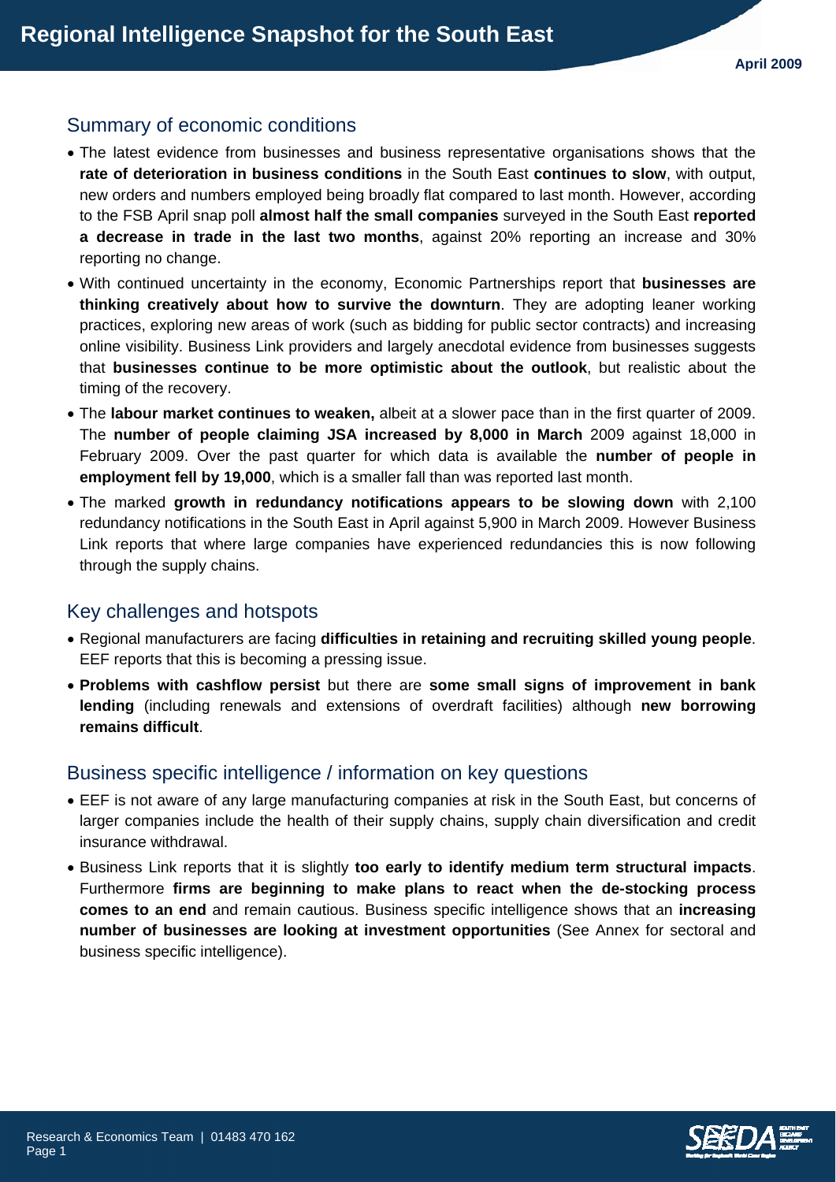# Regional Intelligence Snapshot for the South East

**April 2009**

## Summary of economic conditions

- The latest evidence from businesses and business representative organisations shows that the **rate of deterioration in business conditions** in the South East **continues to slow**, with output, new orders and numbers employed being broadly flat compared to last month. However, according to the FSB April snap poll **almost half the small companies** surveyed in the South East **reported a decrease in trade in the last two months**, against 20% reporting an increase and 30% reporting no change.
- With continued uncertainty in the economy, Economic Partnerships report that **businesses are thinking creatively about how to survive the downturn**. They are adopting leaner working practices, exploring new areas of work (such as bidding for public sector contracts) and increasing online visibility. Business Link providers and largely anecdotal evidence from businesses suggests that **businesses continue to be more optimistic about the outlook**, but realistic about the timing of the recovery.
- The **labour market continues to weaken,** albeit at a slower pace than in the first quarter of 2009. The **number of people claiming JSA increased by 8,000 in March** 2009 against 18,000 in February 2009. Over the past quarter for which data is available the **number of people in employment fell by 19,000**, which is a smaller fall than was reported last month.
- The marked **growth in redundancy notifications appears to be slowing down** with 2,100 redundancy notifications in the South East in April against 5,900 in March 2009. However Business Link reports that where large companies have experienced redundancies this is now following through the supply chains.

## Key challenges and hotspots

- Regional manufacturers are facing **difficulties in retaining and recruiting skilled young people**. EEF reports that this is becoming a pressing issue.
- **Problems with cashflow persist** but there are **some small signs of improvement in bank lending** (including renewals and extensions of overdraft facilities) although **new borrowing remains difficult**.

## Business specific intelligence / information on key questions

- EEF is not aware of any large manufacturing companies at risk in the South East, but concerns of larger companies include the health of their supply chains, supply chain diversification and credit insurance withdrawal.
- Business Link reports that it is slightly **too early to identify medium term structural impacts**. Furthermore **firms are beginning to make plans to react when the de-stocking process comes to an end** and remain cautious. Business specific intelligence shows that an **increasing number of businesses are looking at investment opportunities** (See Annex for sectoral and business specific intelligence).

Research & Economics Team | 01483 470 162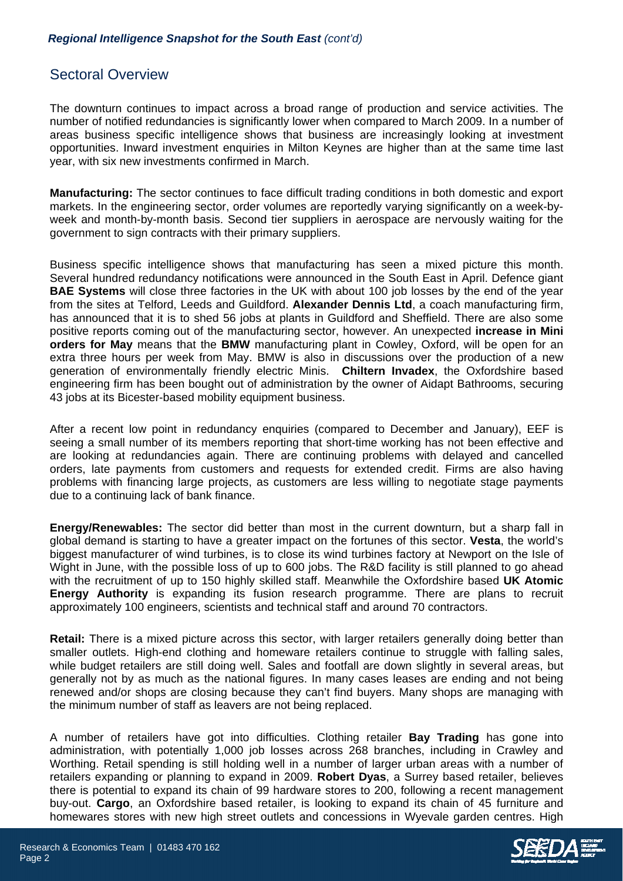## Sectoral Overview

The downturn continues to impact across a broad range of production and service activities. The number of notified redundancies is significantly lower when compared to March 2009. In a number of areas business specific intelligence shows that business are increasingly looking at investment opportunities. Inward investment enquiries in Milton Keynes are higher than at the same time last year, with six new investments confirmed in March.

**Manufacturing:** The sector continues to face difficult trading conditions in both domestic and export markets. In the engineering sector, order volumes are reportedly varying significantly on a week-by-week and month-by-month basis. Second tier suppliers in aerospace are nervously waiting for the government to sign contracts with their primary suppliers.

Business specific intelligence shows that manufacturing has seen a mixed picture this month. Several hundred redundancy notifications were announced in the South East in April. Defence giant **BAE Systems** will close three factories in the UK with about 100 job losses by the end of the year from the sites at Telford, Leeds and Guildford. **Alexander Dennis Ltd**, a coach manufacturing firm, has announced that it is to shed 56 jobs at plants in Guildford and Sheffield. There are also some positive reports coming out of the manufacturing sector, however. An unexpected **increase in Mini orders for May** means that the **BMW** manufacturing plant in Cowley, Oxford, will be open for an extra three hours per week from May. BMW is also in discussions over the production of a new generation of environmentally friendly electric Minis. **Chiltern Invadex**, the Oxfordshire based engineering firm has been bought out of administration by the owner of Aidapt Bathrooms, securing 43 jobs at its Bicester-based mobility equipment business.

After a recent low point in redundancy enquiries (compared to December and January), EEF is seeing a small number of its members reporting that short-time working has not been effective and are looking at redundancies again. There are continuing problems with delayed and cancelled orders, late payments from customers and requests for extended credit. Firms are also having problems with financing large projects, as customers are less willing to negotiate stage payments due to a continuing lack of bank finance.

**Energy/Renewables:** The sector did better than most in the current downturn, but a sharp fall in global demand is starting to have a greater impact on the fortunes of this sector. **Vesta**, the world's biggest manufacturer of wind turbines, is to close its wind turbines factory at Newport on the Isle of Wight in June, with the possible loss of up to 600 jobs. The R&D facility is still planned to go ahead with the recruitment of up to 150 highly skilled staff. Meanwhile the Oxfordshire based **UK Atomic Energy Authority** is expanding its fusion research programme. There are plans to recruit approximately 100 engineers, scientists and technical staff and around 70 contractors.

**Retail:** There is a mixed picture across this sector, with larger retailers generally doing better than smaller outlets. High-end clothing and homeware retailers continue to struggle with falling sales, while budget retailers are still doing well. Sales and footfall are down slightly in several areas, but generally not by as much as the national figures. In many cases leases are ending and not being renewed and/or shops are closing because they can't find buyers. Many shops are managing with the minimum number of staff as leavers are not being replaced.

A number of retailers have got into difficulties. Clothing retailer **Bay Trading** has gone into administration, with potentially 1,000 job losses across 268 branches, including in Crawley and Worthing. Retail spending is still holding well in a number of larger urban areas with a number of retailers expanding or planning to expand in 2009. **Robert Dyas**, a Surrey based retailer, believes there is potential to expand its chain of 99 hardware stores to 200, following a recent management buy-out. **Cargo**, an Oxfordshire based retailer, is looking to expand its chain of 45 furniture and homewares stores with new high street outlets and concessions in Wyevale garden centres. High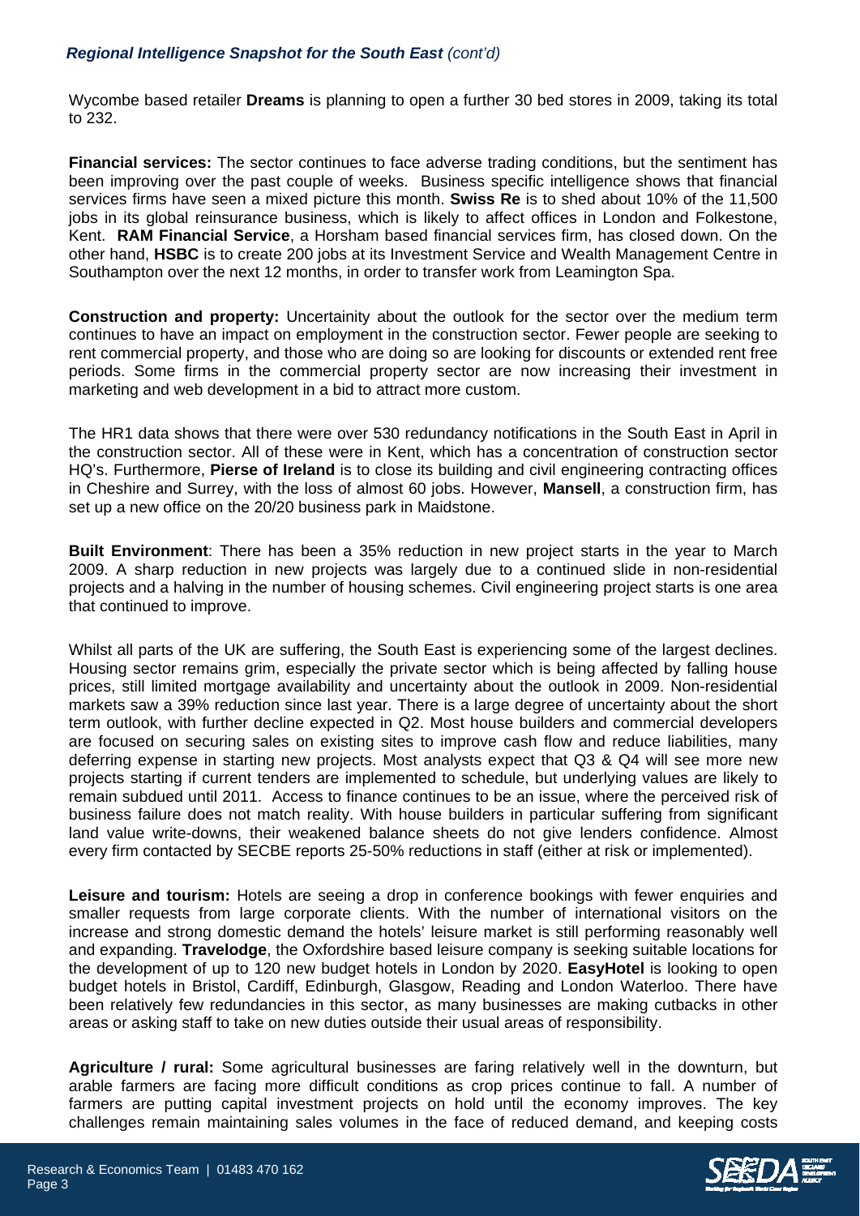Wycombe based retailer **Dreams** is planning to open a further 30 bed stores in 2009, taking its total to 232.

**Financial services:** The sector continues to face adverse trading conditions, but the sentiment has been improving over the past couple of weeks. Business specific intelligence shows that financial services firms have seen a mixed picture this month. **Swiss Re** is to shed about 10% of the 11,500 jobs in its global reinsurance business, which is likely to affect offices in London and Folkestone, Kent. **RAM Financial Service**, a Horsham based financial services firm, has closed down. On the other hand, **HSBC** is to create 200 jobs at its Investment Service and Wealth Management Centre in Southampton over the next 12 months, in order to transfer work from Leamington Spa.

**Construction and property:** Uncertainity about the outlook for the sector over the medium term continues to have an impact on employment in the construction sector. Fewer people are seeking to rent commercial property, and those who are doing so are looking for discounts or extended rent free periods. Some firms in the commercial property sector are now increasing their investment in marketing and web development in a bid to attract more custom.

The HR1 data shows that there were over 530 redundancy notifications in the South East in April in the construction sector. All of these were in Kent, which has a concentration of construction sector HQ's. Furthermore, **Pierse of Ireland** is to close its building and civil engineering contracting offices in Cheshire and Surrey, with the loss of almost 60 jobs. However, **Mansell**, a construction firm, has set up a new office on the 20/20 business park in Maidstone.

**Built Environment**: There has been a 35% reduction in new project starts in the year to March 2009. A sharp reduction in new projects was largely due to a continued slide in non-residential projects and a halving in the number of housing schemes. Civil engineering project starts is one area that continued to improve.

Whilst all parts of the UK are suffering, the South East is experiencing some of the largest declines. Housing sector remains grim, especially the private sector which is being affected by falling house prices, still limited mortgage availability and uncertainty about the outlook in 2009. Non-residential markets saw a 39% reduction since last year. There is a large degree of uncertainty about the short term outlook, with further decline expected in Q2. Most house builders and commercial developers are focused on securing sales on existing sites to improve cash flow and reduce liabilities, many deferring expense in starting new projects. Most analysts expect that Q3 & Q4 will see more new projects starting if current tenders are implemented to schedule, but underlying values are likely to remain subdued until 2011. Access to finance continues to be an issue, where the perceived risk of business failure does not match reality. With house builders in particular suffering from significant land value write-downs, their weakened balance sheets do not give lenders confidence. Almost every firm contacted by SECBE reports 25-50% reductions in staff (either at risk or implemented).

**Leisure and tourism:** Hotels are seeing a drop in conference bookings with fewer enquiries and smaller requests from large corporate clients. With the number of international visitors on the increase and strong domestic demand the hotels' leisure market is still performing reasonably well and expanding. **Travelodge**, the Oxfordshire based leisure company is seeking suitable locations for the development of up to 120 new budget hotels in London by 2020. **EasyHotel** is looking to open budget hotels in Bristol, Cardiff, Edinburgh, Glasgow, Reading and London Waterloo. There have been relatively few redundancies in this sector, as many businesses are making cutbacks in other areas or asking staff to take on new duties outside their usual areas of responsibility.

**Agriculture / rural:** Some agricultural businesses are faring relatively well in the downturn, but arable farmers are facing more difficult conditions as crop prices continue to fall. A number of farmers are putting capital investment projects on hold until the economy improves. The key challenges remain maintaining sales volumes in the face of reduced demand, and keeping costs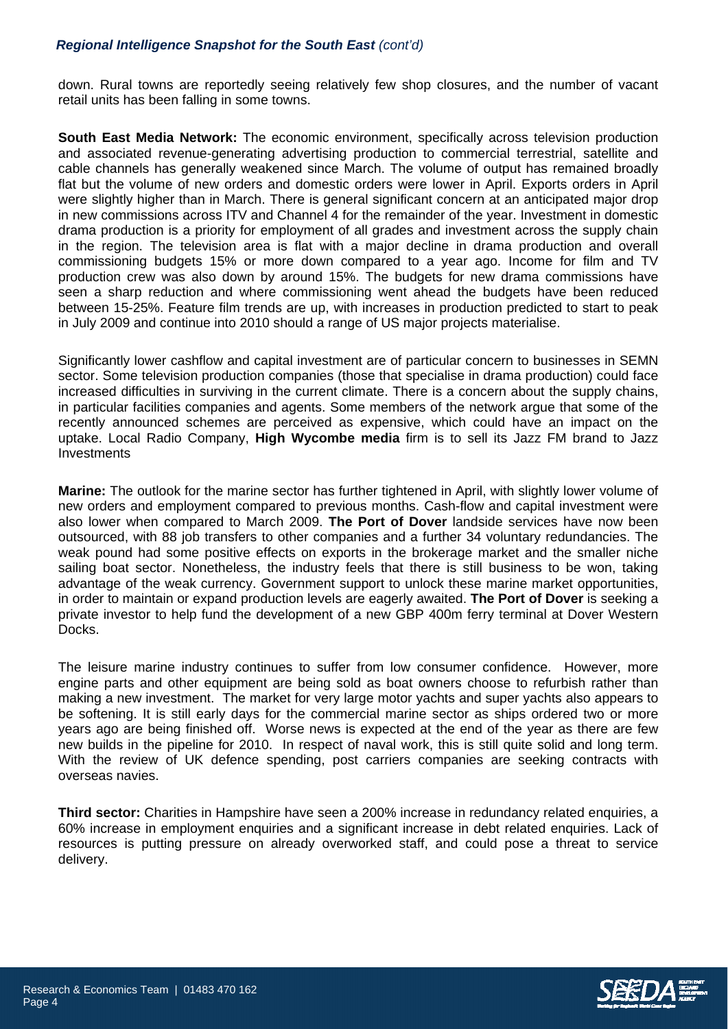down. Rural towns are reportedly seeing relatively few shop closures, and the number of vacant retail units has been falling in some towns.

**South East Media Network:** The economic environment, specifically across television production and associated revenue-generating advertising production to commercial terrestrial, satellite and cable channels has generally weakened since March. The volume of output has remained broadly flat but the volume of new orders and domestic orders were lower in April. Exports orders in April were slightly higher than in March. There is general significant concern at an anticipated major drop in new commissions across ITV and Channel 4 for the remainder of the year. Investment in domestic drama production is a priority for employment of all grades and investment across the supply chain in the region. The television area is flat with a major decline in drama production and overall commissioning budgets 15% or more down compared to a year ago. Income for film and TV production crew was also down by around 15%. The budgets for new drama commissions have seen a sharp reduction and where commissioning went ahead the budgets have been reduced between 15-25%. Feature film trends are up, with increases in production predicted to start to peak in July 2009 and continue into 2010 should a range of US major projects materialise.

Significantly lower cashflow and capital investment are of particular concern to businesses in SEMN sector. Some television production companies (those that specialise in drama production) could face increased difficulties in surviving in the current climate. There is a concern about the supply chains, in particular facilities companies and agents. Some members of the network argue that some of the recently announced schemes are perceived as expensive, which could have an impact on the uptake. Local Radio Company, **High Wycombe media** firm is to sell its Jazz FM brand to Jazz Investments

**Marine:** The outlook for the marine sector has further tightened in April, with slightly lower volume of new orders and employment compared to previous months. Cash-flow and capital investment were also lower when compared to March 2009. **The Port of Dover** landside services have now been outsourced, with 88 job transfers to other companies and a further 34 voluntary redundancies. The weak pound had some positive effects on exports in the brokerage market and the smaller niche sailing boat sector. Nonetheless, the industry feels that there is still business to be won, taking advantage of the weak currency. Government support to unlock these marine market opportunities, in order to maintain or expand production levels are eagerly awaited. **The Port of Dover** is seeking a private investor to help fund the development of a new GBP 400m ferry terminal at Dover Western Docks.

The leisure marine industry continues to suffer from low consumer confidence. However, more engine parts and other equipment are being sold as boat owners choose to refurbish rather than making a new investment. The market for very large motor yachts and super yachts also appears to be softening. It is still early days for the commercial marine sector as ships ordered two or more years ago are being finished off. Worse news is expected at the end of the year as there are few new builds in the pipeline for 2010. In respect of naval work, this is still quite solid and long term. With the review of UK defence spending, post carriers companies are seeking contracts with overseas navies.

**Third sector:** Charities in Hampshire have seen a 200% increase in redundancy related enquiries, a 60% increase in employment enquiries and a significant increase in debt related enquiries. Lack of resources is putting pressure on already overworked staff, and could pose a threat to service delivery.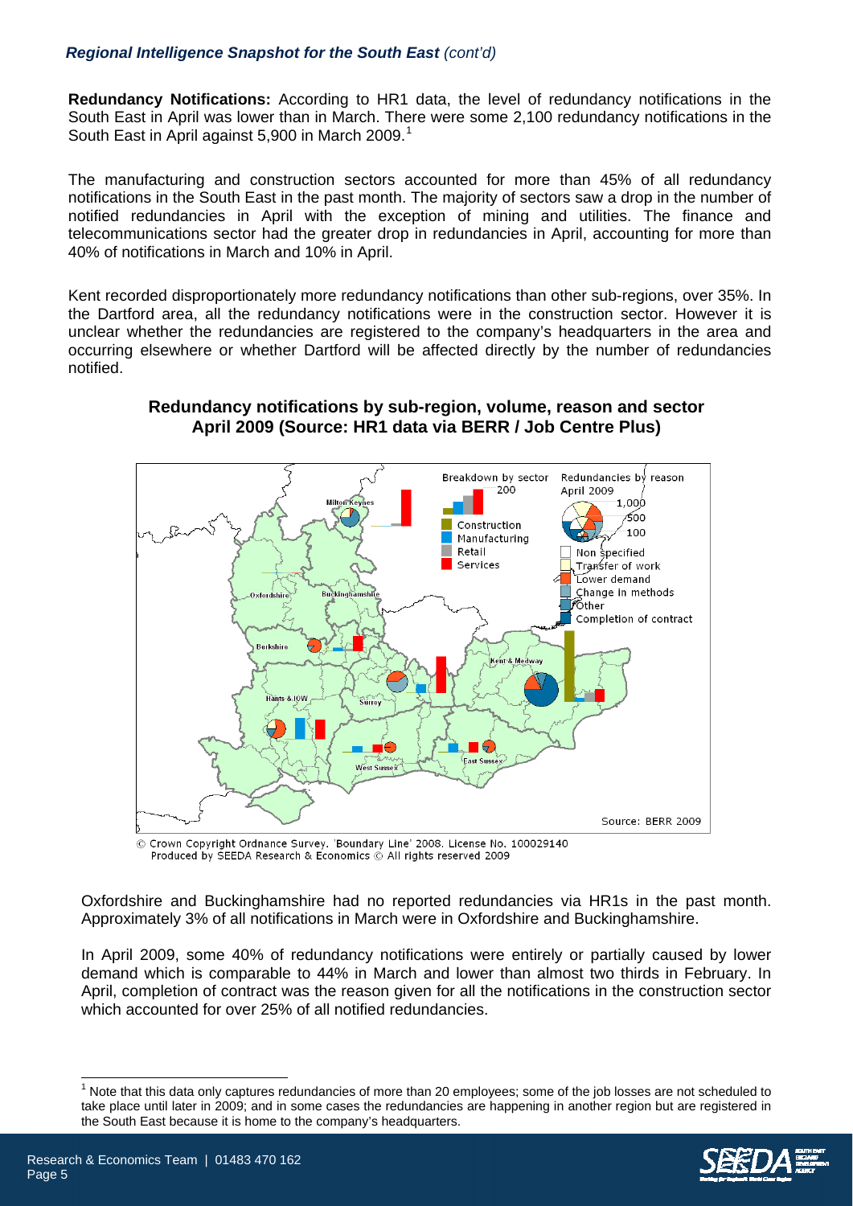**Redundancy Notifications:** According to HR1 data, the level of redundancy notifications in the South East in April was lower than in March. There were some 2,100 redundancy notifications in the South East in April against 5,900 in March 2009.[1]

The manufacturing and construction sectors accounted for more than 45% of all redundancy notifications in the South East in the past month. The majority of sectors saw a drop in the number of notified redundancies in April with the exception of mining and utilities. The finance and telecommunications sector had the greater drop in redundancies in April, accounting for more than 40% of notifications in March and 10% in April.

Kent recorded disproportionately more redundancy notifications than other sub-regions, over 35%. In the Dartford area, all the redundancy notifications were in the construction sector. However it is unclear whether the redundancies are registered to the company's headquarters in the area and occurring elsewhere or whether Dartford will be affected directly by the number of redundancies notified.

**Redundancy notifications by sub-region, volume, reason and sector April 2009 (Source: HR1 data via BERR / Job Centre Plus)**

Breakdown by sector
200
Construction
Manufacturing
Retail
Services

Redundancies by reason
April 2009
1,000
500
100
Non specified
Transfer of work
Lower demand
Change in methods
Other
Completion of contract

Milton Keynes
Oxfordshire
Buckinghamshire
Berkshire
Kent & Medway
Hants & IOW
Surrey
West Sussex
East Sussex

Source: BERR 2009

© Crown Copyright Ordnance Survey. 'Boundary Line' 2008. License No. 100029140
Produced by SEEDA Research & Economics © All rights reserved 2009

Oxfordshire and Buckinghamshire had no reported redundancies via HR1s in the past month. Approximately 3% of all notifications in March were in Oxfordshire and Buckinghamshire.

In April 2009, some 40% of redundancy notifications were entirely or partially caused by lower demand which is comparable to 44% in March and lower than almost two thirds in February. In April, completion of contract was the reason given for all the notifications in the construction sector which accounted for over 25% of all notified redundancies.

[1] Note that this data only captures redundancies of more than 20 employees; some of the job losses are not scheduled to take place until later in 2009; and in some cases the redundancies are happening in another region but are registered in the South East because it is home to the company's headquarters.